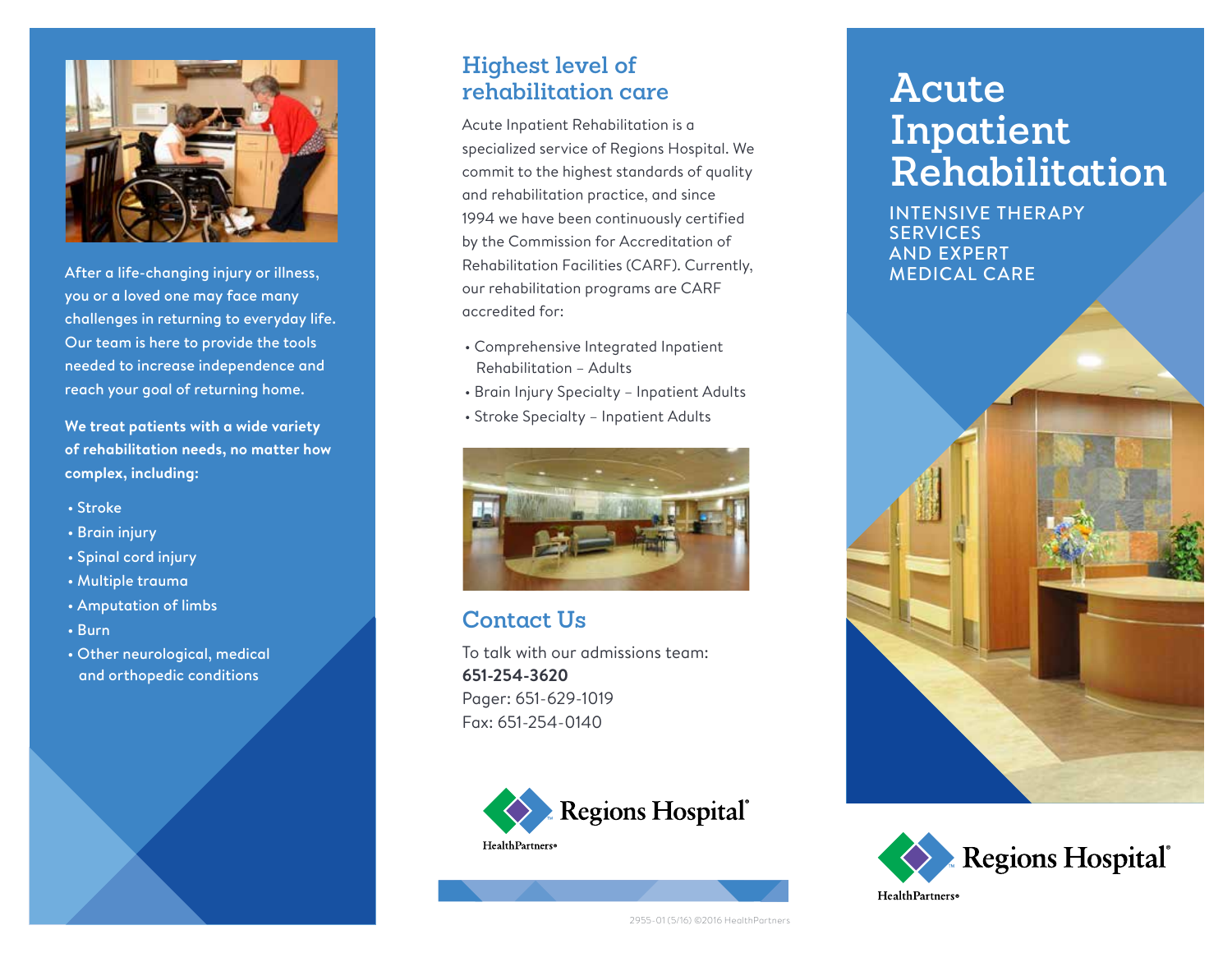# Acute Inpatient Rehabilitation

INTENSIVE THERAPY SERVICES AND EXPERT MEDICAL CARE

After a life-changing injury or illness, you or a loved one may face many challenges in returning to everyday life. Our team is here to provide the tools needed to increase independence and reach your goal of returning home.

**We treat patients with a wide variety of rehabilitation needs, no matter how complex, including:**

- Stroke
- Brain injury
- Spinal cord injury
- Multiple trauma
- Amputation of limbs
- Burn
- Other neurological, medical and orthopedic conditions

## Highest level of rehabilitation care

Acute Inpatient Rehabilitation is a specialized service of Regions Hospital. We commit to the highest standards of quality and rehabilitation practice, and since 1994 we have been continuously certified by the Commission for Accreditation of Rehabilitation Facilities (CARF). Currently, our rehabilitation programs are CARF accredited for:

- Comprehensive Integrated Inpatient Rehabilitation – Adults
- Brain Injury Specialty – Inpatient Adults
- Stroke Specialty – Inpatient Adults

## Contact Us

To talk with our admissions team:
**651-254-3620**
Pager: 651-629-1019
Fax: 651-254-0140

Regions Hospital
HealthPartners

2955-01 (5/16) ©2016 HealthPartners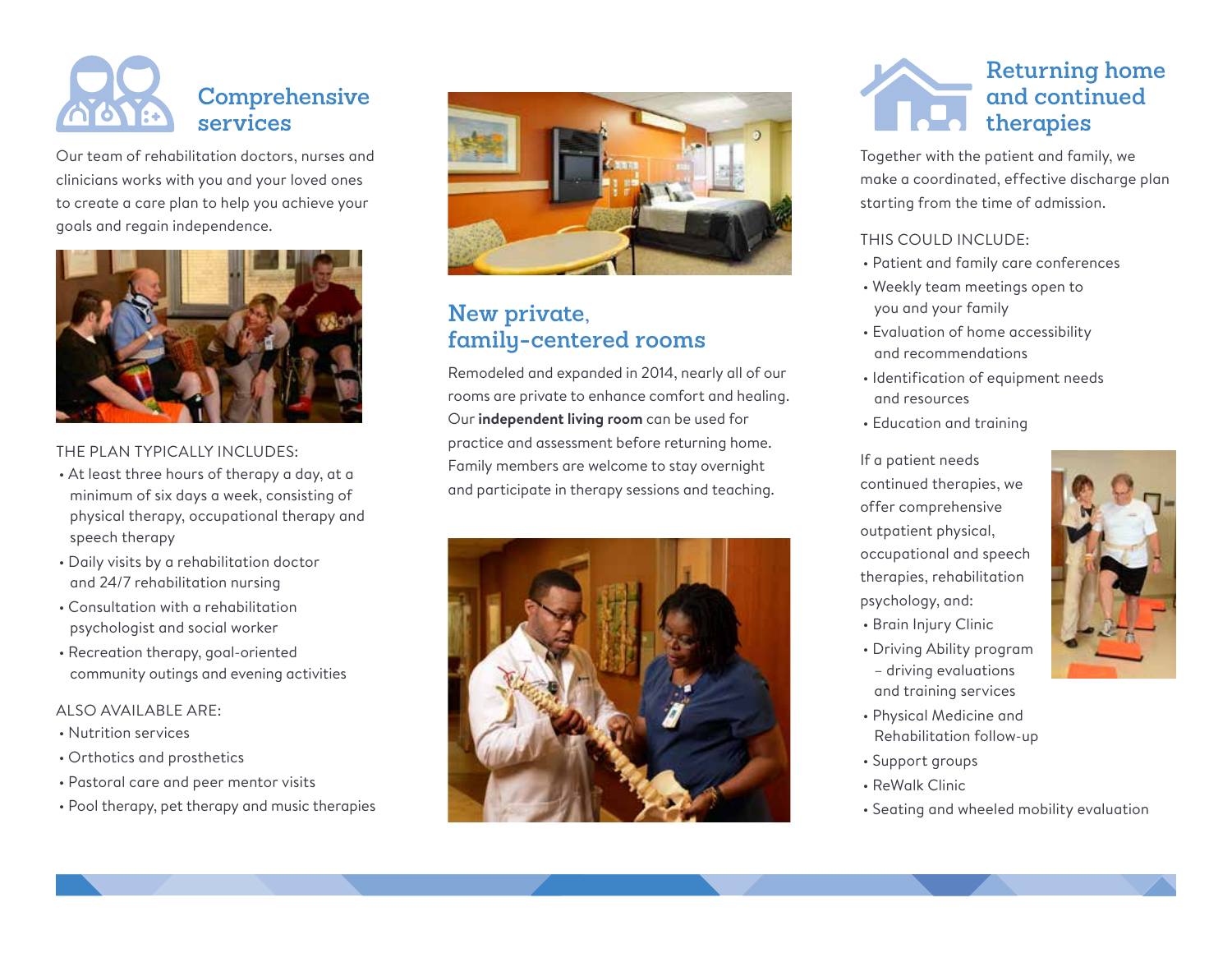## Comprehensive services

Our team of rehabilitation doctors, nurses and clinicians works with you and your loved ones to create a care plan to help you achieve your goals and regain independence.

THE PLAN TYPICALLY INCLUDES:

- At least three hours of therapy a day, at a minimum of six days a week, consisting of physical therapy, occupational therapy and speech therapy
- Daily visits by a rehabilitation doctor and 24/7 rehabilitation nursing
- Consultation with a rehabilitation psychologist and social worker
- Recreation therapy, goal-oriented community outings and evening activities

ALSO AVAILABLE ARE:

- Nutrition services
- Orthotics and prosthetics
- Pastoral care and peer mentor visits
- Pool therapy, pet therapy and music therapies

## New private, family-centered rooms

Remodeled and expanded in 2014, nearly all of our rooms are private to enhance comfort and healing. Our **independent living room** can be used for practice and assessment before returning home. Family members are welcome to stay overnight and participate in therapy sessions and teaching.

## Returning home and continued therapies

Together with the patient and family, we make a coordinated, effective discharge plan starting from the time of admission.

THIS COULD INCLUDE:

- Patient and family care conferences
- Weekly team meetings open to you and your family
- Evaluation of home accessibility and recommendations
- Identification of equipment needs and resources
- Education and training

If a patient needs continued therapies, we offer comprehensive outpatient physical, occupational and speech therapies, rehabilitation psychology, and:

- Brain Injury Clinic
- Driving Ability program – driving evaluations and training services
- Physical Medicine and Rehabilitation follow-up
- Support groups
- ReWalk Clinic
- Seating and wheeled mobility evaluation